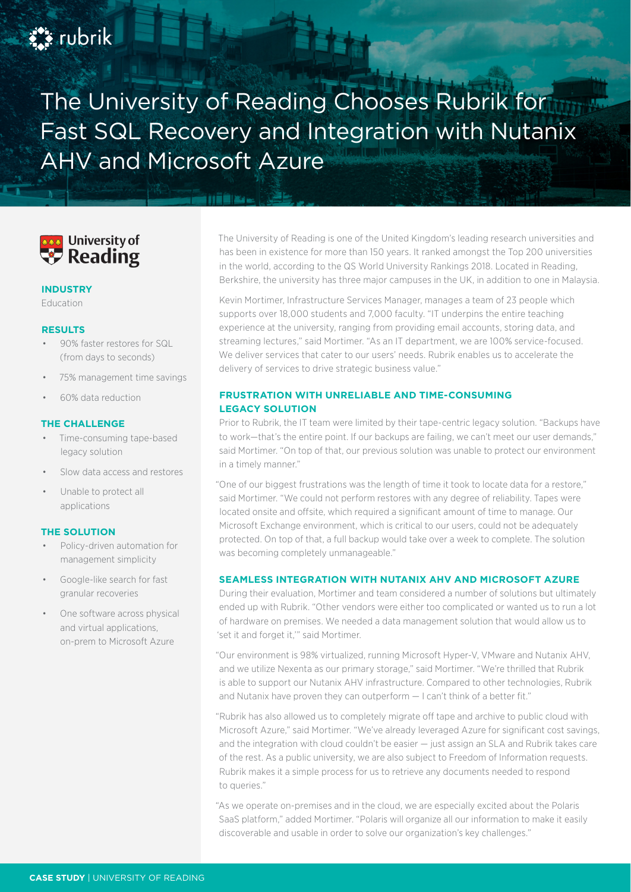rubrik

# The University of Reading Chooses Rubrik for Fast SQL Recovery and Integration with Nutanix AHV and Microsoft Azure

University of Reading

**INDUSTRY**

Education

**RESULTS**

- 90% faster restores for SQL (from days to seconds)
- 75% management time savings
- 60% data reduction

**THE CHALLENGE**

- Time-consuming tape-based legacy solution
- Slow data access and restores
- Unable to protect all applications

**THE SOLUTION**

- Policy-driven automation for management simplicity
- Google-like search for fast granular recoveries
- One software across physical and virtual applications, on-prem to Microsoft Azure

The University of Reading is one of the United Kingdom's leading research universities and has been in existence for more than 150 years. It ranked amongst the Top 200 universities in the world, according to the QS World University Rankings 2018. Located in Reading, Berkshire, the university has three major campuses in the UK, in addition to one in Malaysia.

Kevin Mortimer, Infrastructure Services Manager, manages a team of 23 people which supports over 18,000 students and 7,000 faculty. "IT underpins the entire teaching experience at the university, ranging from providing email accounts, storing data, and streaming lectures," said Mortimer. "As an IT department, we are 100% service-focused. We deliver services that cater to our users' needs. Rubrik enables us to accelerate the delivery of services to drive strategic business value."

## FRUSTRATION WITH UNRELIABLE AND TIME-CONSUMING LEGACY SOLUTION

Prior to Rubrik, the IT team were limited by their tape-centric legacy solution. "Backups have to work—that's the entire point. If our backups are failing, we can't meet our user demands," said Mortimer. "On top of that, our previous solution was unable to protect our environment in a timely manner."

"One of our biggest frustrations was the length of time it took to locate data for a restore," said Mortimer. "We could not perform restores with any degree of reliability. Tapes were located onsite and offsite, which required a significant amount of time to manage. Our Microsoft Exchange environment, which is critical to our users, could not be adequately protected. On top of that, a full backup would take over a week to complete. The solution was becoming completely unmanageable."

## SEAMLESS INTEGRATION WITH NUTANIX AHV AND MICROSOFT AZURE

During their evaluation, Mortimer and team considered a number of solutions but ultimately ended up with Rubrik. "Other vendors were either too complicated or wanted us to run a lot of hardware on premises. We needed a data management solution that would allow us to 'set it and forget it,'" said Mortimer.

"Our environment is 98% virtualized, running Microsoft Hyper-V, VMware and Nutanix AHV, and we utilize Nexenta as our primary storage," said Mortimer. "We're thrilled that Rubrik is able to support our Nutanix AHV infrastructure. Compared to other technologies, Rubrik and Nutanix have proven they can outperform — I can't think of a better fit."

"Rubrik has also allowed us to completely migrate off tape and archive to public cloud with Microsoft Azure," said Mortimer. "We've already leveraged Azure for significant cost savings, and the integration with cloud couldn't be easier — just assign an SLA and Rubrik takes care of the rest. As a public university, we are also subject to Freedom of Information requests. Rubrik makes it a simple process for us to retrieve any documents needed to respond to queries."

"As we operate on-premises and in the cloud, we are especially excited about the Polaris SaaS platform," added Mortimer. "Polaris will organize all our information to make it easily discoverable and usable in order to solve our organization's key challenges."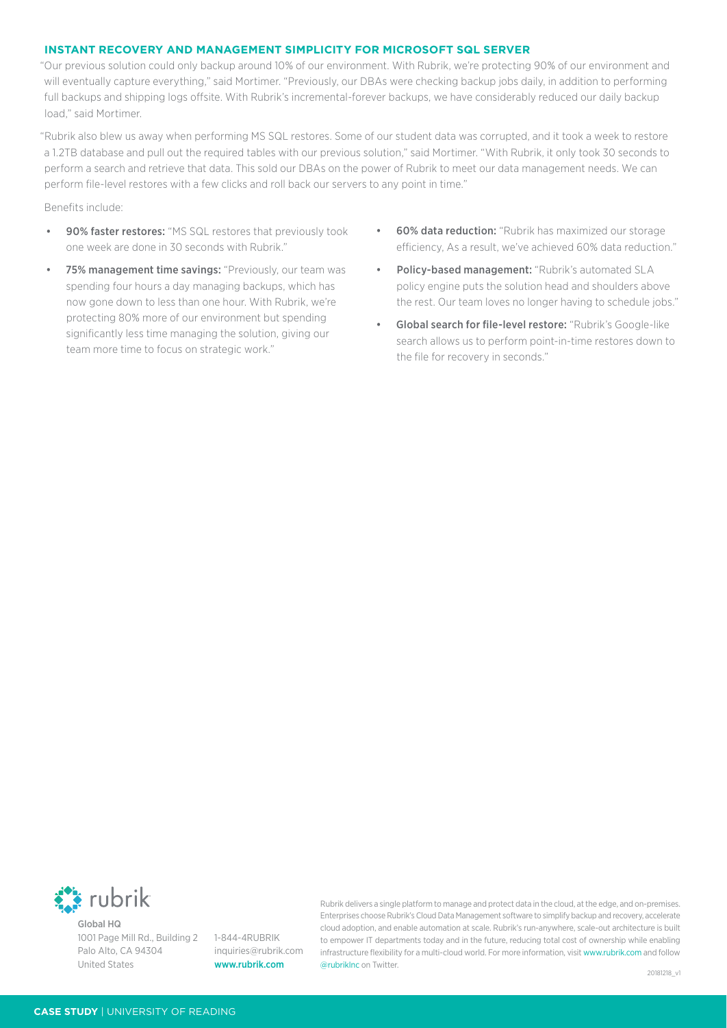## INSTANT RECOVERY AND MANAGEMENT SIMPLICITY FOR MICROSOFT SQL SERVER

"Our previous solution could only backup around 10% of our environment. With Rubrik, we're protecting 90% of our environment and will eventually capture everything," said Mortimer. "Previously, our DBAs were checking backup jobs daily, in addition to performing full backups and shipping logs offsite. With Rubrik's incremental-forever backups, we have considerably reduced our daily backup load," said Mortimer.

"Rubrik also blew us away when performing MS SQL restores. Some of our student data was corrupted, and it took a week to restore a 1.2TB database and pull out the required tables with our previous solution," said Mortimer. "With Rubrik, it only took 30 seconds to perform a search and retrieve that data. This sold our DBAs on the power of Rubrik to meet our data management needs. We can perform file-level restores with a few clicks and roll back our servers to any point in time."

Benefits include:

- **90% faster restores:** "MS SQL restores that previously took one week are done in 30 seconds with Rubrik."
- **75% management time savings:** "Previously, our team was spending four hours a day managing backups, which has now gone down to less than one hour. With Rubrik, we're protecting 80% more of our environment but spending significantly less time managing the solution, giving our team more time to focus on strategic work."
- **60% data reduction:** "Rubrik has maximized our storage efficiency, As a result, we've achieved 60% data reduction."
- **Policy-based management:** "Rubrik's automated SLA policy engine puts the solution head and shoulders above the rest. Our team loves no longer having to schedule jobs."
- **Global search for file-level restore:** "Rubrik's Google-like search allows us to perform point-in-time restores down to the file for recovery in seconds."

rubrik

**Global HQ**
1001 Page Mill Rd., Building 2
Palo Alto, CA 94304
United States

1-844-4RUBRIK
inquiries@rubrik.com
www.rubrik.com

Rubrik delivers a single platform to manage and protect data in the cloud, at the edge, and on-premises. Enterprises choose Rubrik's Cloud Data Management software to simplify backup and recovery, accelerate cloud adoption, and enable automation at scale. Rubrik's run-anywhere, scale-out architecture is built to empower IT departments today and in the future, reducing total cost of ownership while enabling infrastructure flexibility for a multi-cloud world. For more information, visit www.rubrik.com and follow @rubrikInc on Twitter.

20181218_v1